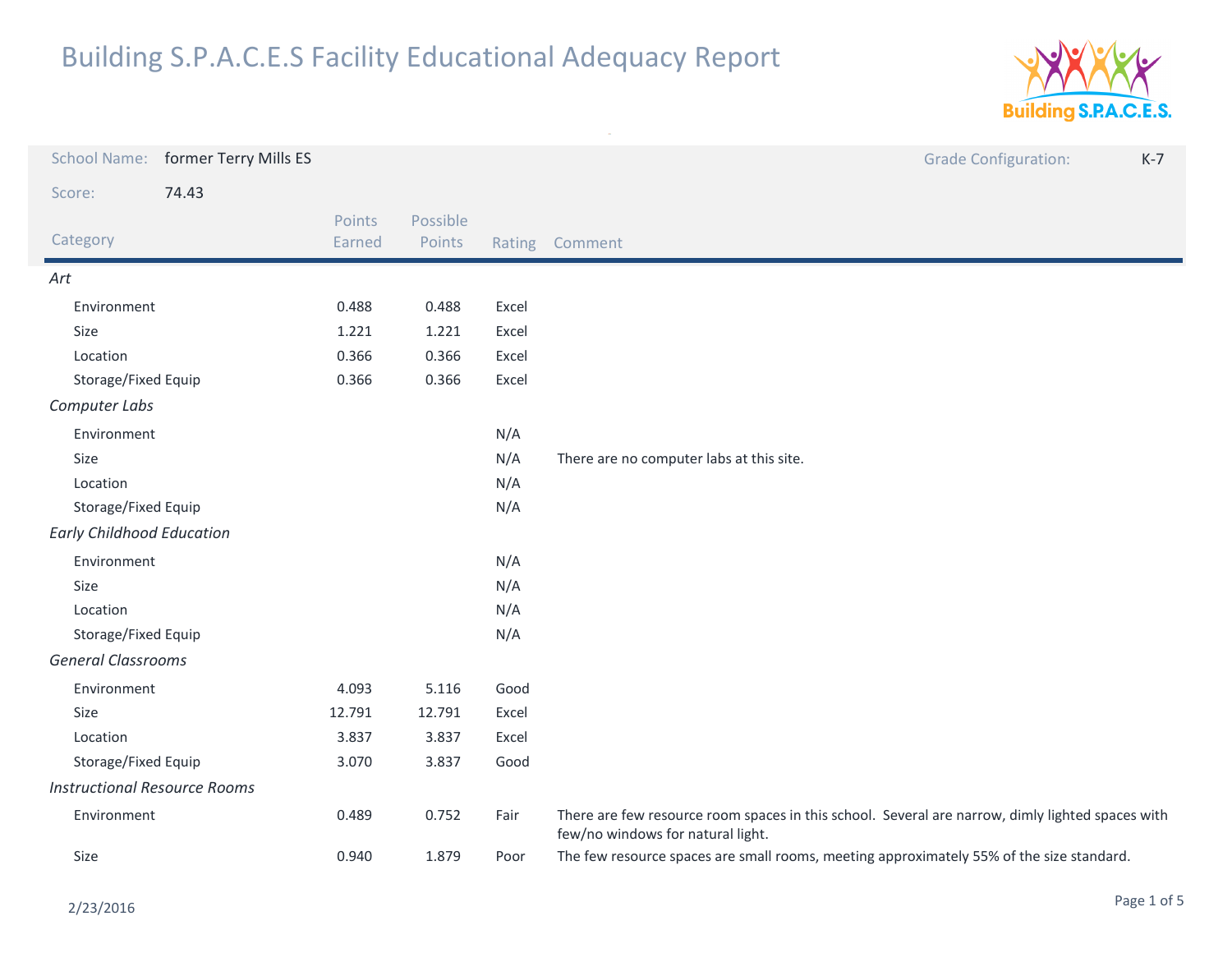# Building S.P.A.C.E.S Facility Educational Adequacy Report

**School Name:** former Terry Mills ES

**Grade Configuration:** K-7

**Score:** 74.43

| Category | Points Earned | Possible Points | Rating | Comment |
|---|---|---|---|---|
| *Art* | | | | |
| Environment | 0.488 | 0.488 | Excel | |
| Size | 1.221 | 1.221 | Excel | |
| Location | 0.366 | 0.366 | Excel | |
| Storage/Fixed Equip | 0.366 | 0.366 | Excel | |
| *Computer Labs* | | | | |
| Environment | | | N/A | |
| Size | | | N/A | There are no computer labs at this site. |
| Location | | | N/A | |
| Storage/Fixed Equip | | | N/A | |
| *Early Childhood Education* | | | | |
| Environment | | | N/A | |
| Size | | | N/A | |
| Location | | | N/A | |
| Storage/Fixed Equip | | | N/A | |
| *General Classrooms* | | | | |
| Environment | 4.093 | 5.116 | Good | |
| Size | 12.791 | 12.791 | Excel | |
| Location | 3.837 | 3.837 | Excel | |
| Storage/Fixed Equip | 3.070 | 3.837 | Good | |
| *Instructional Resource Rooms* | | | | |
| Environment | 0.489 | 0.752 | Fair | There are few resource room spaces in this school. Several are narrow, dimly lighted spaces with few/no windows for natural light. |
| Size | 0.940 | 1.879 | Poor | The few resource spaces are small rooms, meeting approximately 55% of the size standard. |

2/23/2016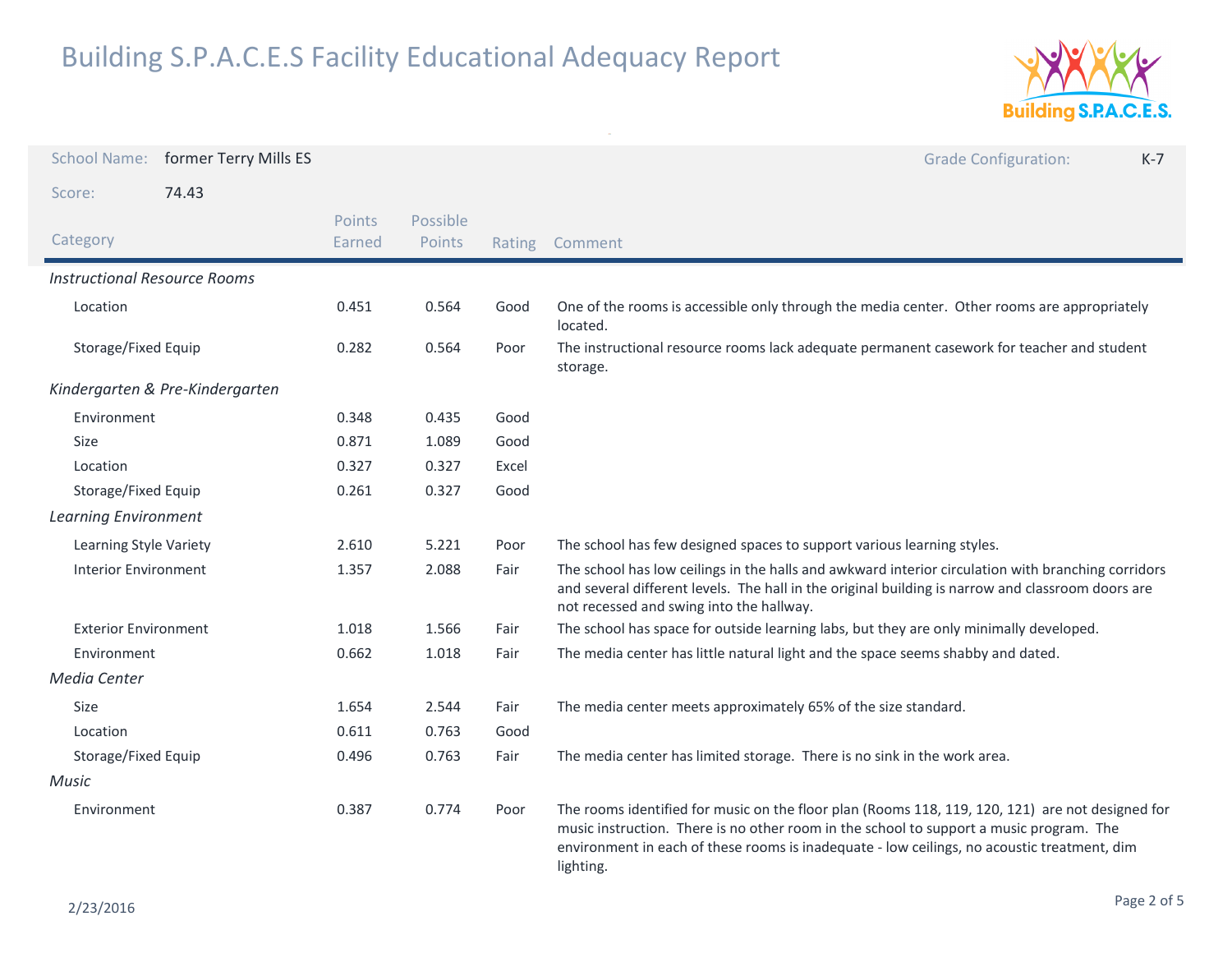# Building S.P.A.C.E.S Facility Educational Adequacy Report

School Name: former Terry Mills ES

Grade Configuration: K-7

Score: 74.43

| Category | Points Earned | Possible Points | Rating | Comment |
|---|---|---|---|---|
| *Instructional Resource Rooms* | | | | |
| Location | 0.451 | 0.564 | Good | One of the rooms is accessible only through the media center. Other rooms are appropriately located. |
| Storage/Fixed Equip | 0.282 | 0.564 | Poor | The instructional resource rooms lack adequate permanent casework for teacher and student storage. |
| *Kindergarten & Pre-Kindergarten* | | | | |
| Environment | 0.348 | 0.435 | Good | |
| Size | 0.871 | 1.089 | Good | |
| Location | 0.327 | 0.327 | Excel | |
| Storage/Fixed Equip | 0.261 | 0.327 | Good | |
| *Learning Environment* | | | | |
| Learning Style Variety | 2.610 | 5.221 | Poor | The school has few designed spaces to support various learning styles. |
| Interior Environment | 1.357 | 2.088 | Fair | The school has low ceilings in the halls and awkward interior circulation with branching corridors and several different levels. The hall in the original building is narrow and classroom doors are not recessed and swing into the hallway. |
| Exterior Environment | 1.018 | 1.566 | Fair | The school has space for outside learning labs, but they are only minimally developed. |
| Environment | 0.662 | 1.018 | Fair | The media center has little natural light and the space seems shabby and dated. |
| *Media Center* | | | | |
| Size | 1.654 | 2.544 | Fair | The media center meets approximately 65% of the size standard. |
| Location | 0.611 | 0.763 | Good | |
| Storage/Fixed Equip | 0.496 | 0.763 | Fair | The media center has limited storage. There is no sink in the work area. |
| *Music* | | | | |
| Environment | 0.387 | 0.774 | Poor | The rooms identified for music on the floor plan (Rooms 118, 119, 120, 121) are not designed for music instruction. There is no other room in the school to support a music program. The environment in each of these rooms is inadequate - low ceilings, no acoustic treatment, dim lighting. |

2/23/2016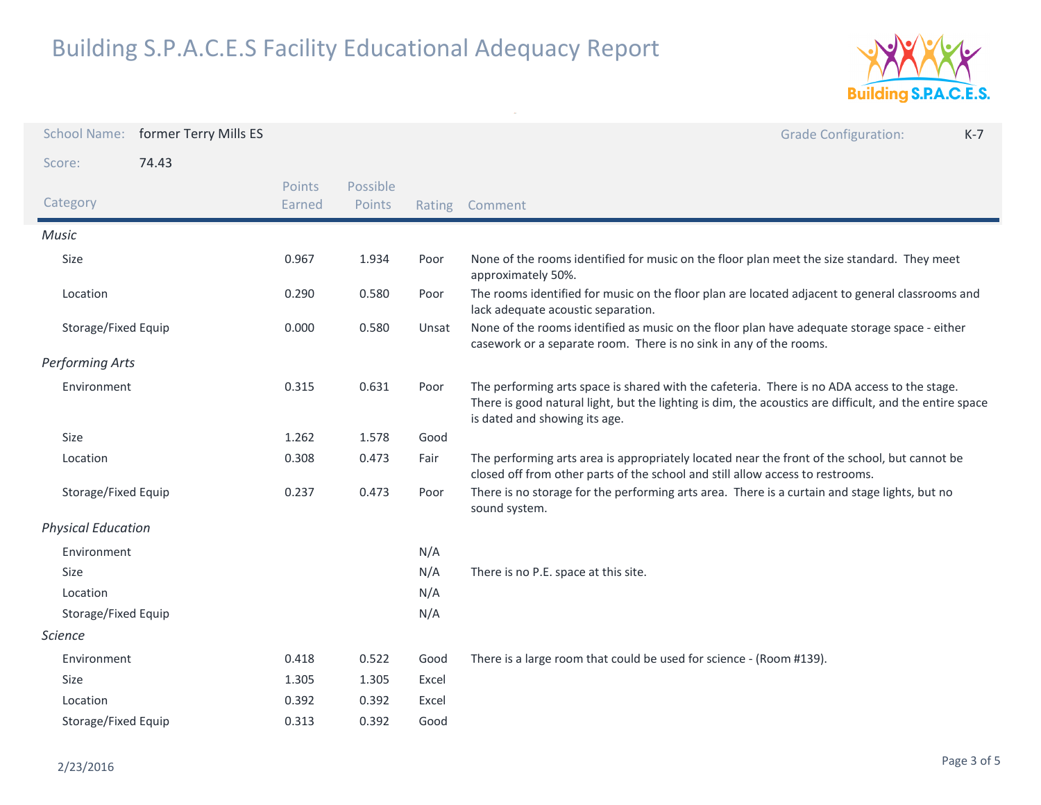# Building S.P.A.C.E.S Facility Educational Adequacy Report

School Name: former Terry Mills ES

Grade Configuration: K-7

Score: 74.43

| Category | Points Earned | Possible Points | Rating | Comment |
|---|---|---|---|---|
| *Music* | | | | |
| Size | 0.967 | 1.934 | Poor | None of the rooms identified for music on the floor plan meet the size standard. They meet approximately 50%. |
| Location | 0.290 | 0.580 | Poor | The rooms identified for music on the floor plan are located adjacent to general classrooms and lack adequate acoustic separation. |
| Storage/Fixed Equip | 0.000 | 0.580 | Unsat | None of the rooms identified as music on the floor plan have adequate storage space - either casework or a separate room. There is no sink in any of the rooms. |
| *Performing Arts* | | | | |
| Environment | 0.315 | 0.631 | Poor | The performing arts space is shared with the cafeteria. There is no ADA access to the stage. There is good natural light, but the lighting is dim, the acoustics are difficult, and the entire space is dated and showing its age. |
| Size | 1.262 | 1.578 | Good | |
| Location | 0.308 | 0.473 | Fair | The performing arts area is appropriately located near the front of the school, but cannot be closed off from other parts of the school and still allow access to restrooms. |
| Storage/Fixed Equip | 0.237 | 0.473 | Poor | There is no storage for the performing arts area. There is a curtain and stage lights, but no sound system. |
| *Physical Education* | | | | |
| Environment | | | N/A | |
| Size | | | N/A | There is no P.E. space at this site. |
| Location | | | N/A | |
| Storage/Fixed Equip | | | N/A | |
| *Science* | | | | |
| Environment | 0.418 | 0.522 | Good | There is a large room that could be used for science - (Room #139). |
| Size | 1.305 | 1.305 | Excel | |
| Location | 0.392 | 0.392 | Excel | |
| Storage/Fixed Equip | 0.313 | 0.392 | Good | |

2/23/2016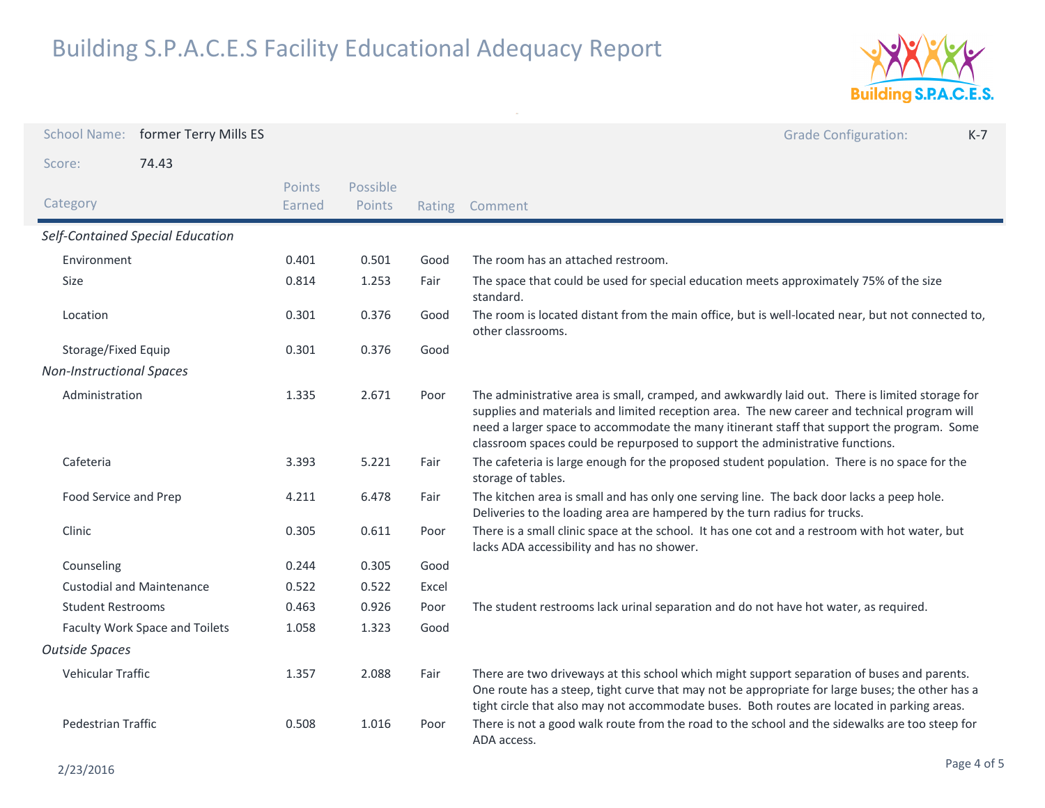# Building S.P.A.C.E.S Facility Educational Adequacy Report

School Name: former Terry Mills ES

Grade Configuration: K-7

Score: 74.43

| Category | Points Earned | Possible Points | Rating | Comment |
|---|---|---|---|---|
| *Self-Contained Special Education* | | | | |
| Environment | 0.401 | 0.501 | Good | The room has an attached restroom. |
| Size | 0.814 | 1.253 | Fair | The space that could be used for special education meets approximately 75% of the size standard. |
| Location | 0.301 | 0.376 | Good | The room is located distant from the main office, but is well-located near, but not connected to, other classrooms. |
| Storage/Fixed Equip | 0.301 | 0.376 | Good | |
| *Non-Instructional Spaces* | | | | |
| Administration | 1.335 | 2.671 | Poor | The administrative area is small, cramped, and awkwardly laid out. There is limited storage for supplies and materials and limited reception area. The new career and technical program will need a larger space to accommodate the many itinerant staff that support the program. Some classroom spaces could be repurposed to support the administrative functions. |
| Cafeteria | 3.393 | 5.221 | Fair | The cafeteria is large enough for the proposed student population. There is no space for the storage of tables. |
| Food Service and Prep | 4.211 | 6.478 | Fair | The kitchen area is small and has only one serving line. The back door lacks a peep hole. Deliveries to the loading area are hampered by the turn radius for trucks. |
| Clinic | 0.305 | 0.611 | Poor | There is a small clinic space at the school. It has one cot and a restroom with hot water, but lacks ADA accessibility and has no shower. |
| Counseling | 0.244 | 0.305 | Good | |
| Custodial and Maintenance | 0.522 | 0.522 | Excel | |
| Student Restrooms | 0.463 | 0.926 | Poor | The student restrooms lack urinal separation and do not have hot water, as required. |
| Faculty Work Space and Toilets | 1.058 | 1.323 | Good | |
| *Outside Spaces* | | | | |
| Vehicular Traffic | 1.357 | 2.088 | Fair | There are two driveways at this school which might support separation of buses and parents. One route has a steep, tight curve that may not be appropriate for large buses; the other has a tight circle that also may not accommodate buses. Both routes are located in parking areas. |
| Pedestrian Traffic | 0.508 | 1.016 | Poor | There is not a good walk route from the road to the school and the sidewalks are too steep for ADA access. |

2/23/2016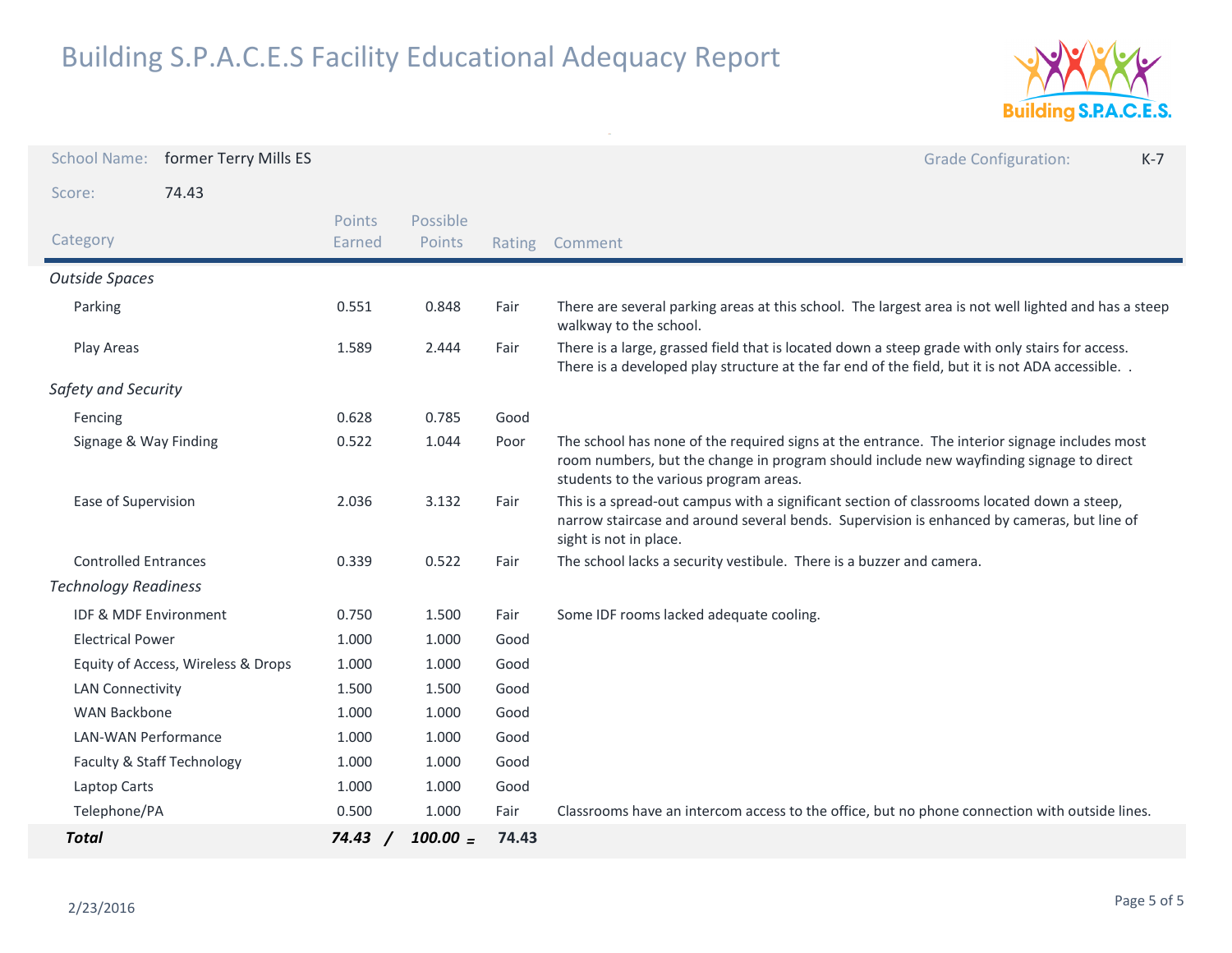# Building S.P.A.C.E.S Facility Educational Adequacy Report

School Name: former Terry Mills ES

Grade Configuration: K-7

Score: 74.43

| Category | Points Earned | Possible Points | Rating | Comment |
|---|---|---|---|---|
| *Outside Spaces* | | | | |
| Parking | 0.551 | 0.848 | Fair | There are several parking areas at this school. The largest area is not well lighted and has a steep walkway to the school. |
| Play Areas | 1.589 | 2.444 | Fair | There is a large, grassed field that is located down a steep grade with only stairs for access. There is a developed play structure at the far end of the field, but it is not ADA accessible. . |
| *Safety and Security* | | | | |
| Fencing | 0.628 | 0.785 | Good | |
| Signage & Way Finding | 0.522 | 1.044 | Poor | The school has none of the required signs at the entrance. The interior signage includes most room numbers, but the change in program should include new wayfinding signage to direct students to the various program areas. |
| Ease of Supervision | 2.036 | 3.132 | Fair | This is a spread-out campus with a significant section of classrooms located down a steep, narrow staircase and around several bends. Supervision is enhanced by cameras, but line of sight is not in place. |
| Controlled Entrances | 0.339 | 0.522 | Fair | The school lacks a security vestibule. There is a buzzer and camera. |
| *Technology Readiness* | | | | |
| IDF & MDF Environment | 0.750 | 1.500 | Fair | Some IDF rooms lacked adequate cooling. |
| Electrical Power | 1.000 | 1.000 | Good | |
| Equity of Access, Wireless & Drops | 1.000 | 1.000 | Good | |
| LAN Connectivity | 1.500 | 1.500 | Good | |
| WAN Backbone | 1.000 | 1.000 | Good | |
| LAN-WAN Performance | 1.000 | 1.000 | Good | |
| Faculty & Staff Technology | 1.000 | 1.000 | Good | |
| Laptop Carts | 1.000 | 1.000 | Good | |
| Telephone/PA | 0.500 | 1.000 | Fair | Classrooms have an intercom access to the office, but no phone connection with outside lines. |
| ***Total*** | ***74.43 /*** | ***100.00 =*** | **74.43** | |

2/23/2016